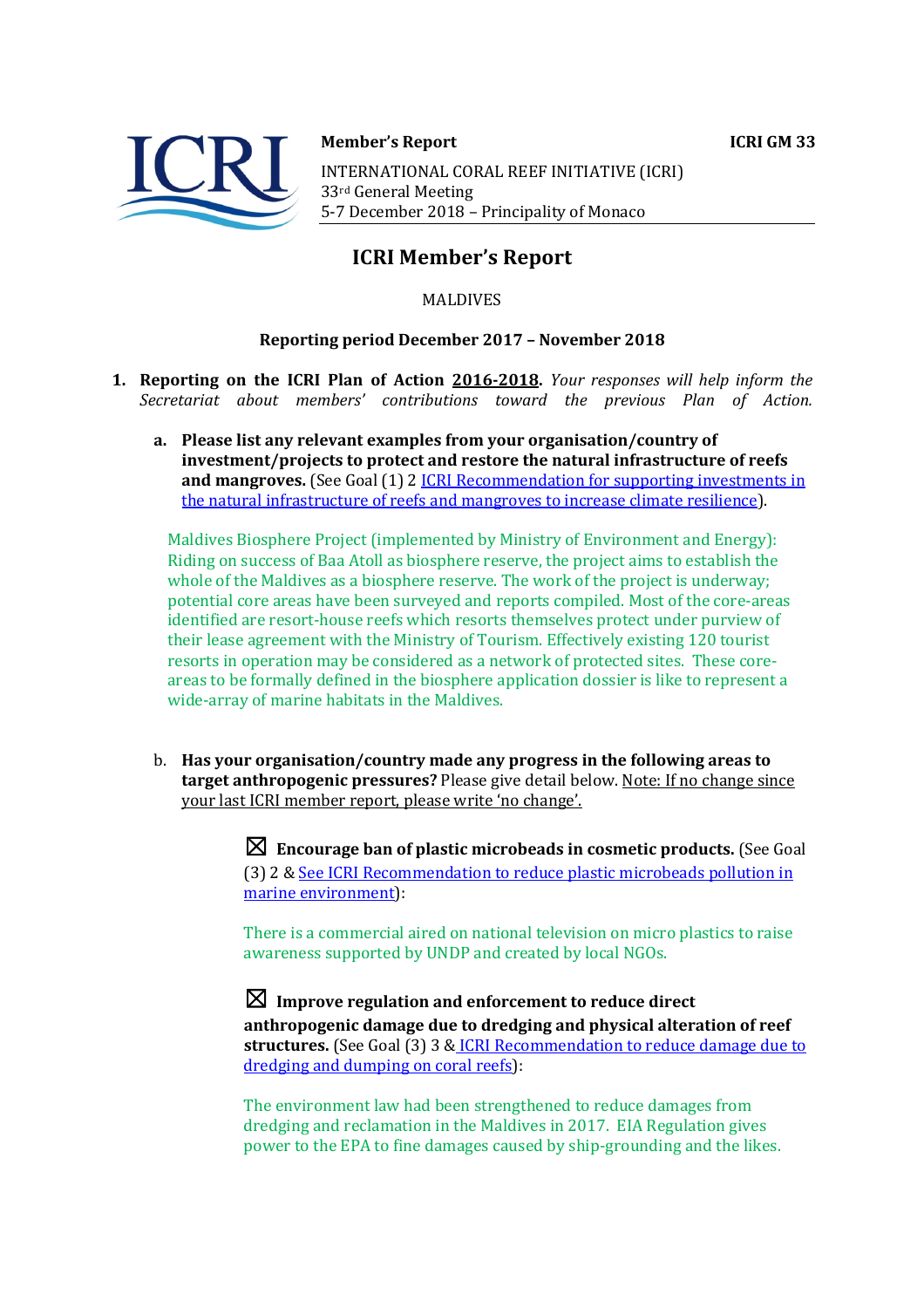**Member's Report** **ICRI GM 33**

INTERNATIONAL CORAL REEF INITIATIVE (ICRI)
33rd General Meeting
5-7 December 2018 – Principality of Monaco

# ICRI Member's Report

MALDIVES

**Reporting period December 2017 – November 2018**

1. **Reporting on the ICRI Plan of Action 2016-2018.** *Your responses will help inform the Secretariat about members' contributions toward the previous Plan of Action.*

   a. **Please list any relevant examples from your organisation/country of investment/projects to protect and restore the natural infrastructure of reefs and mangroves.** (See Goal (1) 2 [ICRI Recommendation for supporting investments in the natural infrastructure of reefs and mangroves to increase climate resilience]).

   Maldives Biosphere Project (implemented by Ministry of Environment and Energy): Riding on success of Baa Atoll as biosphere reserve, the project aims to establish the whole of the Maldives as a biosphere reserve. The work of the project is underway; potential core areas have been surveyed and reports compiled. Most of the core-areas identified are resort-house reefs which resorts themselves protect under purview of their lease agreement with the Ministry of Tourism. Effectively existing 120 tourist resorts in operation may be considered as a network of protected sites. These core-areas to be formally defined in the biosphere application dossier is like to represent a wide-array of marine habitats in the Maldives.

   b. **Has your organisation/country made any progress in the following areas to target anthropogenic pressures?** Please give detail below. Note: If no change since your last ICRI member report, please write 'no change'.

   ☒ **Encourage ban of plastic microbeads in cosmetic products.** (See Goal (3) 2 & [See ICRI Recommendation to reduce plastic microbeads pollution in marine environment]):

   There is a commercial aired on national television on micro plastics to raise awareness supported by UNDP and created by local NGOs.

   ☒ **Improve regulation and enforcement to reduce direct anthropogenic damage due to dredging and physical alteration of reef structures.** (See Goal (3) 3 & [ICRI Recommendation to reduce damage due to dredging and dumping on coral reefs]):

   The environment law had been strengthened to reduce damages from dredging and reclamation in the Maldives in 2017. EIA Regulation gives power to the EPA to fine damages caused by ship-grounding and the likes.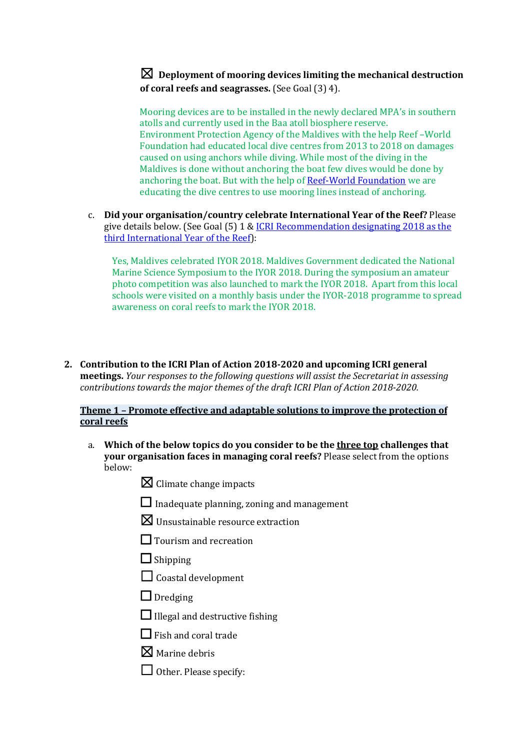☒ **Deployment of mooring devices limiting the mechanical destruction of coral reefs and seagrasses.** (See Goal (3) 4).

Mooring devices are to be installed in the newly declared MPA's in southern atolls and currently used in the Baa atoll biosphere reserve.
Environment Protection Agency of the Maldives with the help Reef –World Foundation had educated local dive centres from 2013 to 2018 on damages caused on using anchors while diving. While most of the diving in the Maldives is done without anchoring the boat few dives would be done by anchoring the boat. But with the help of [Reef-World Foundation] we are educating the dive centres to use mooring lines instead of anchoring.

c. **Did your organisation/country celebrate International Year of the Reef?** Please give details below. (See Goal (5) 1 & [ICRI Recommendation designating 2018 as the third International Year of the Reef]):

Yes, Maldives celebrated IYOR 2018. Maldives Government dedicated the National Marine Science Symposium to the IYOR 2018. During the symposium an amateur photo competition was also launched to mark the IYOR 2018. Apart from this local schools were visited on a monthly basis under the IYOR-2018 programme to spread awareness on coral reefs to mark the IYOR 2018.

**2. Contribution to the ICRI Plan of Action 2018-2020 and upcoming ICRI general meetings.** *Your responses to the following questions will assist the Secretariat in assessing contributions towards the major themes of the draft ICRI Plan of Action 2018-2020.*

**Theme 1 – Promote effective and adaptable solutions to improve the protection of coral reefs**

a. **Which of the below topics do you consider to be the three top challenges that your organisation faces in managing coral reefs?** Please select from the options below:

☒ Climate change impacts

☐ Inadequate planning, zoning and management

☒ Unsustainable resource extraction

☐ Tourism and recreation

☐ Shipping

☐ Coastal development

☐ Dredging

☐ Illegal and destructive fishing

☐ Fish and coral trade

☒ Marine debris

☐ Other. Please specify: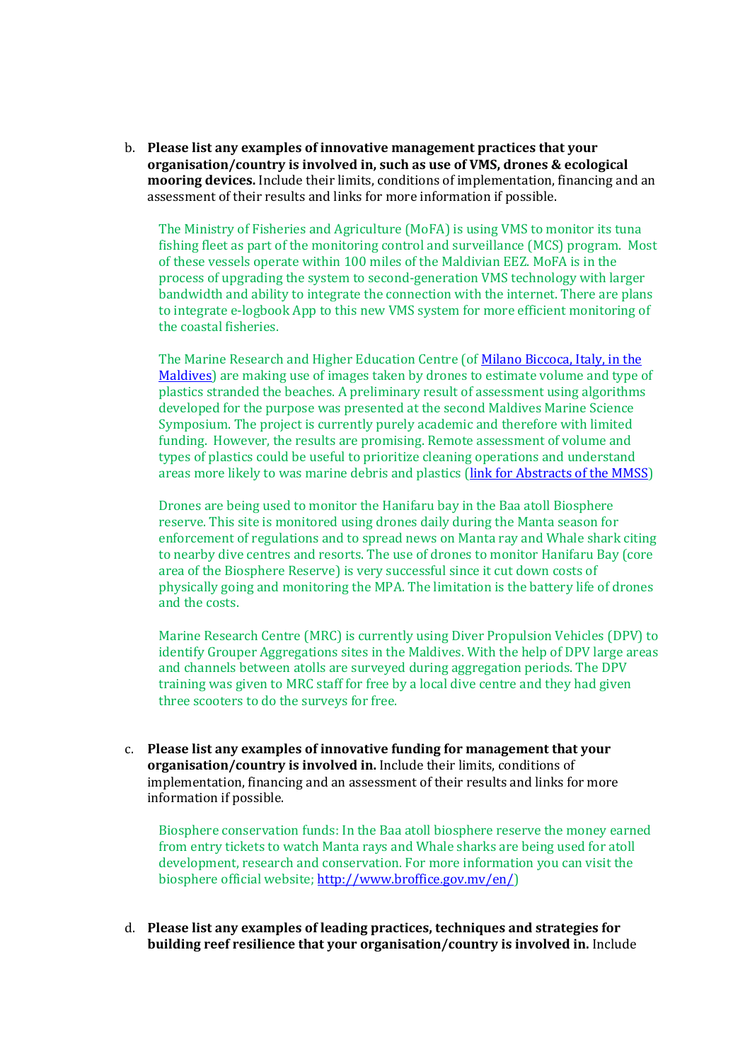b. **Please list any examples of innovative management practices that your organisation/country is involved in, such as use of VMS, drones & ecological mooring devices.** Include their limits, conditions of implementation, financing and an assessment of their results and links for more information if possible.

   The Ministry of Fisheries and Agriculture (MoFA) is using VMS to monitor its tuna fishing fleet as part of the monitoring control and surveillance (MCS) program. Most of these vessels operate within 100 miles of the Maldivian EEZ. MoFA is in the process of upgrading the system to second-generation VMS technology with larger bandwidth and ability to integrate the connection with the internet. There are plans to integrate e-logbook App to this new VMS system for more efficient monitoring of the coastal fisheries.

   The Marine Research and Higher Education Centre (of Milano Biccoca, Italy, in the Maldives) are making use of images taken by drones to estimate volume and type of plastics stranded the beaches. A preliminary result of assessment using algorithms developed for the purpose was presented at the second Maldives Marine Science Symposium. The project is currently purely academic and therefore with limited funding. However, the results are promising. Remote assessment of volume and types of plastics could be useful to prioritize cleaning operations and understand areas more likely to was marine debris and plastics (link for Abstracts of the MMSS)

   Drones are being used to monitor the Hanifaru bay in the Baa atoll Biosphere reserve. This site is monitored using drones daily during the Manta season for enforcement of regulations and to spread news on Manta ray and Whale shark citing to nearby dive centres and resorts. The use of drones to monitor Hanifaru Bay (core area of the Biosphere Reserve) is very successful since it cut down costs of physically going and monitoring the MPA. The limitation is the battery life of drones and the costs.

   Marine Research Centre (MRC) is currently using Diver Propulsion Vehicles (DPV) to identify Grouper Aggregations sites in the Maldives. With the help of DPV large areas and channels between atolls are surveyed during aggregation periods. The DPV training was given to MRC staff for free by a local dive centre and they had given three scooters to do the surveys for free.

c. **Please list any examples of innovative funding for management that your organisation/country is involved in.** Include their limits, conditions of implementation, financing and an assessment of their results and links for more information if possible.

   Biosphere conservation funds: In the Baa atoll biosphere reserve the money earned from entry tickets to watch Manta rays and Whale sharks are being used for atoll development, research and conservation. For more information you can visit the biosphere official website; http://www.broffice.gov.mv/en/)

d. **Please list any examples of leading practices, techniques and strategies for building reef resilience that your organisation/country is involved in.** Include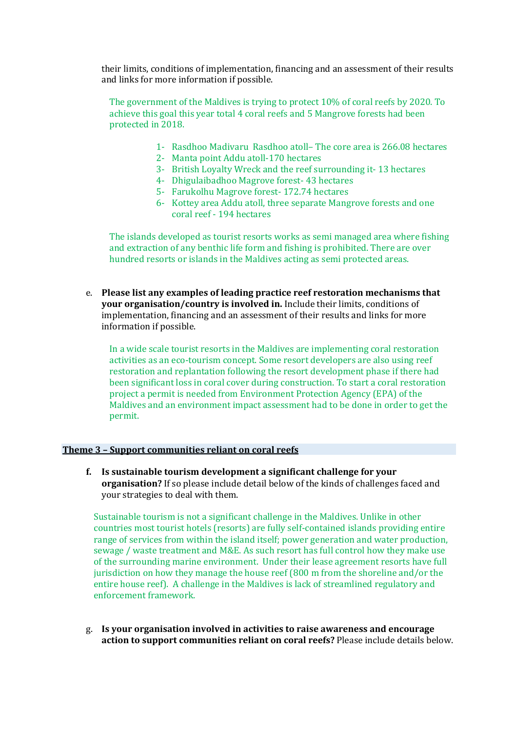their limits, conditions of implementation, financing and an assessment of their results and links for more information if possible.

The government of the Maldives is trying to protect 10% of coral reefs by 2020. To achieve this goal this year total 4 coral reefs and 5 Mangrove forests had been protected in 2018.

1- Rasdhoo Madivaru Rasdhoo atoll– The core area is 266.08 hectares
2- Manta point Addu atoll-170 hectares
3- British Loyalty Wreck and the reef surrounding it- 13 hectares
4- Dhigulaibadhoo Magrove forest- 43 hectares
5- Farukolhu Magrove forest- 172.74 hectares
6- Kottey area Addu atoll, three separate Mangrove forests and one coral reef - 194 hectares

The islands developed as tourist resorts works as semi managed area where fishing and extraction of any benthic life form and fishing is prohibited. There are over hundred resorts or islands in the Maldives acting as semi protected areas.

e. **Please list any examples of leading practice reef restoration mechanisms that your organisation/country is involved in.** Include their limits, conditions of implementation, financing and an assessment of their results and links for more information if possible.

In a wide scale tourist resorts in the Maldives are implementing coral restoration activities as an eco-tourism concept. Some resort developers are also using reef restoration and replantation following the resort development phase if there had been significant loss in coral cover during construction. To start a coral restoration project a permit is needed from Environment Protection Agency (EPA) of the Maldives and an environment impact assessment had to be done in order to get the permit.

## Theme 3 – Support communities reliant on coral reefs

f. **Is sustainable tourism development a significant challenge for your organisation?** If so please include detail below of the kinds of challenges faced and your strategies to deal with them.

Sustainable tourism is not a significant challenge in the Maldives. Unlike in other countries most tourist hotels (resorts) are fully self-contained islands providing entire range of services from within the island itself; power generation and water production, sewage / waste treatment and M&E. As such resort has full control how they make use of the surrounding marine environment. Under their lease agreement resorts have full jurisdiction on how they manage the house reef (800 m from the shoreline and/or the entire house reef). A challenge in the Maldives is lack of streamlined regulatory and enforcement framework.

g. **Is your organisation involved in activities to raise awareness and encourage action to support communities reliant on coral reefs?** Please include details below.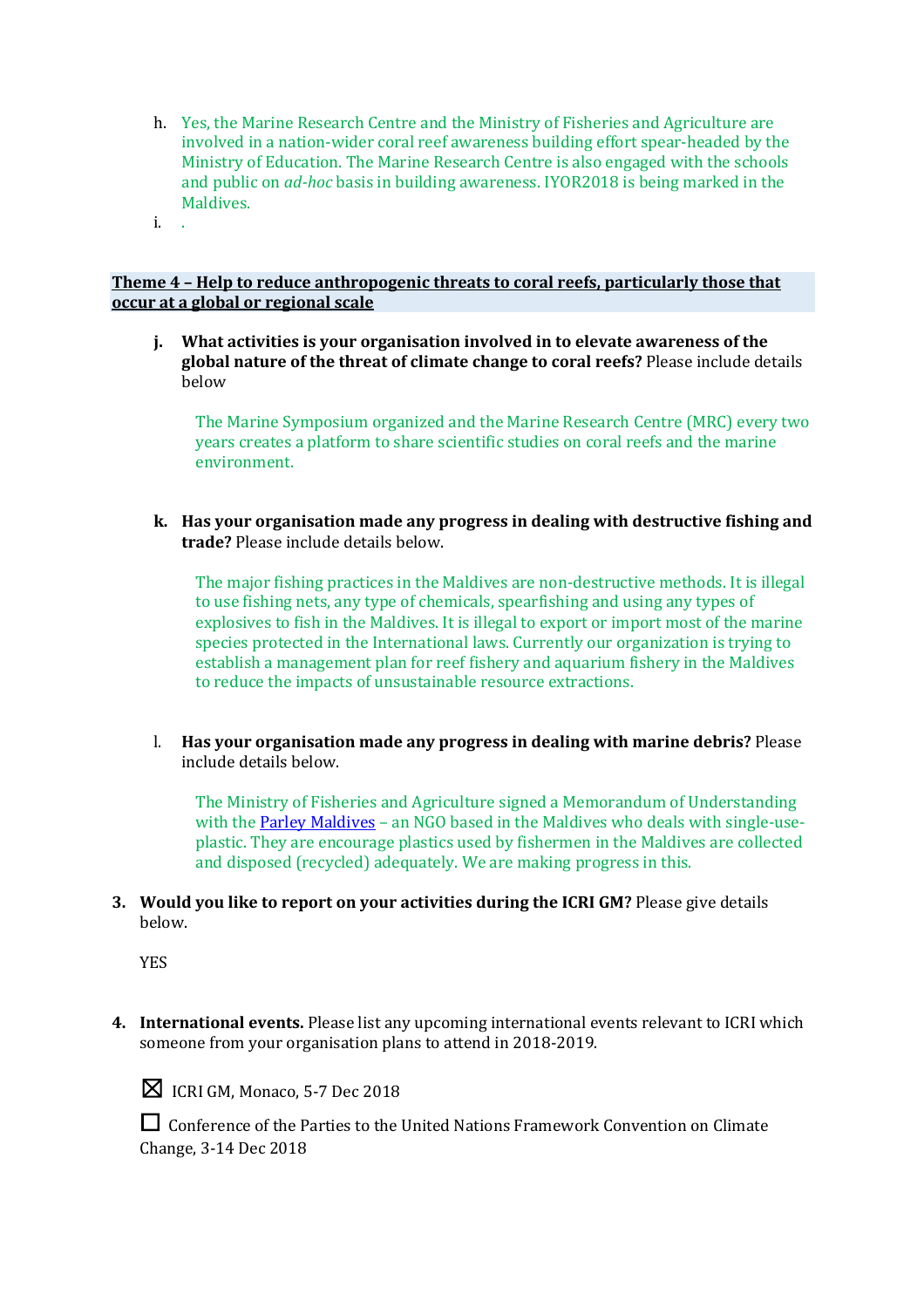h. Yes, the Marine Research Centre and the Ministry of Fisheries and Agriculture are involved in a nation-wider coral reef awareness building effort spear-headed by the Ministry of Education. The Marine Research Centre is also engaged with the schools and public on *ad-hoc* basis in building awareness. IYOR2018 is being marked in the Maldives.

i. .

**Theme 4 – Help to reduce anthropogenic threats to coral reefs, particularly those that occur at a global or regional scale**

j. **What activities is your organisation involved in to elevate awareness of the global nature of the threat of climate change to coral reefs?** Please include details below

The Marine Symposium organized and the Marine Research Centre (MRC) every two years creates a platform to share scientific studies on coral reefs and the marine environment.

k. **Has your organisation made any progress in dealing with destructive fishing and trade?** Please include details below.

The major fishing practices in the Maldives are non-destructive methods. It is illegal to use fishing nets, any type of chemicals, spearfishing and using any types of explosives to fish in the Maldives. It is illegal to export or import most of the marine species protected in the International laws. Currently our organization is trying to establish a management plan for reef fishery and aquarium fishery in the Maldives to reduce the impacts of unsustainable resource extractions.

l. **Has your organisation made any progress in dealing with marine debris?** Please include details below.

The Ministry of Fisheries and Agriculture signed a Memorandum of Understanding with the Parley Maldives – an NGO based in the Maldives who deals with single-use-plastic. They are encourage plastics used by fishermen in the Maldives are collected and disposed (recycled) adequately. We are making progress in this.

3. **Would you like to report on your activities during the ICRI GM?** Please give details below.

YES

4. **International events.** Please list any upcoming international events relevant to ICRI which someone from your organisation plans to attend in 2018-2019.

☒ ICRI GM, Monaco, 5-7 Dec 2018

☐ Conference of the Parties to the United Nations Framework Convention on Climate Change, 3-14 Dec 2018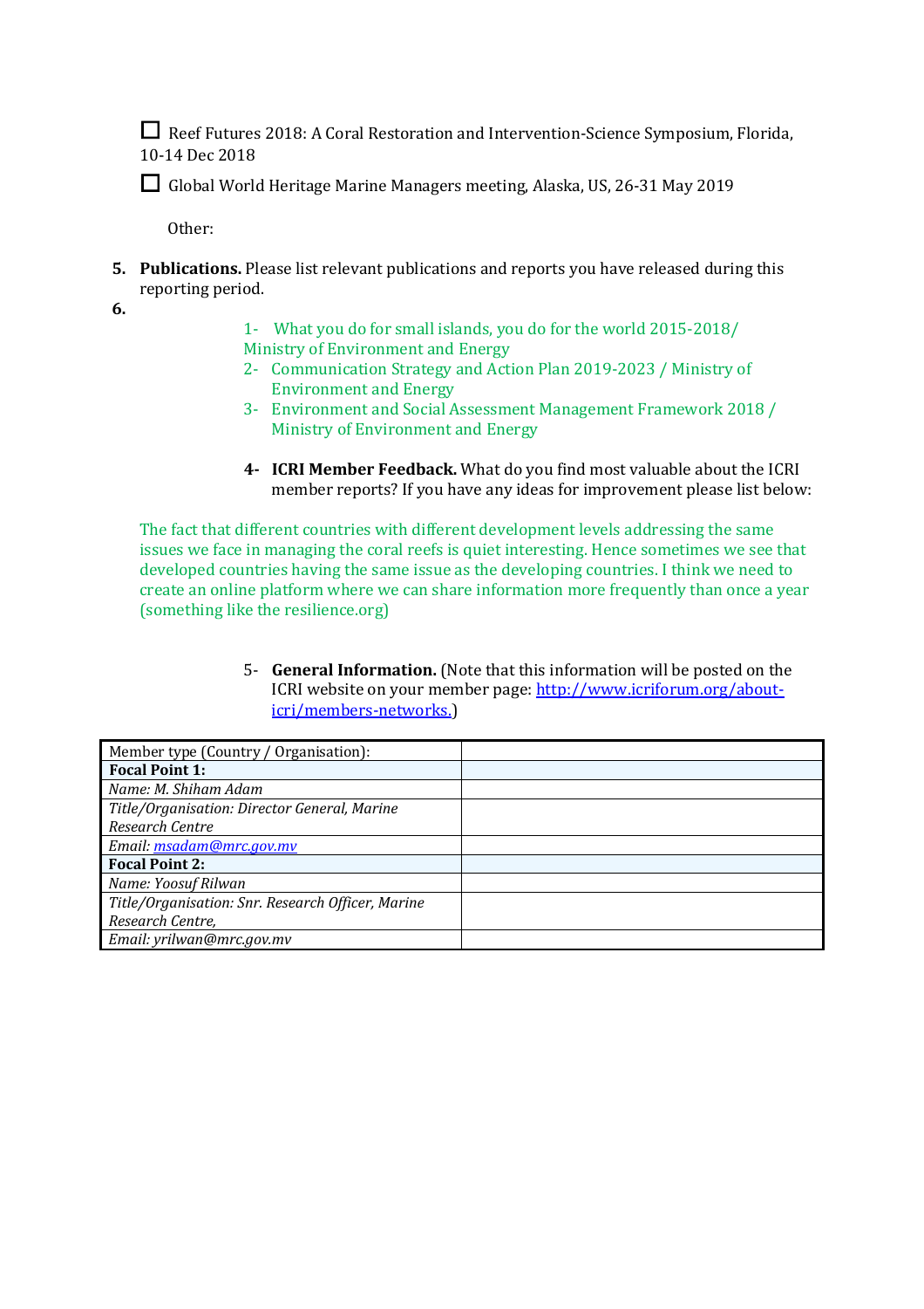☐ Reef Futures 2018: A Coral Restoration and Intervention-Science Symposium, Florida, 10-14 Dec 2018

☐ Global World Heritage Marine Managers meeting, Alaska, US, 26-31 May 2019

Other:

5. **Publications.** Please list relevant publications and reports you have released during this reporting period.
6.

1- What you do for small islands, you do for the world 2015-2018/ Ministry of Environment and Energy
2- Communication Strategy and Action Plan 2019-2023 / Ministry of Environment and Energy
3- Environment and Social Assessment Management Framework 2018 / Ministry of Environment and Energy

4- **ICRI Member Feedback.** What do you find most valuable about the ICRI member reports? If you have any ideas for improvement please list below:

The fact that different countries with different development levels addressing the same issues we face in managing the coral reefs is quiet interesting. Hence sometimes we see that developed countries having the same issue as the developing countries. I think we need to create an online platform where we can share information more frequently than once a year (something like the resilience.org)

5- **General Information.** (Note that this information will be posted on the ICRI website on your member page: http://www.icriforum.org/about-icri/members-networks.)

| | |
|---|---|
| Member type (Country / Organisation): | |
| **Focal Point 1:** | |
| *Name: M. Shiham Adam* | |
| *Title/Organisation: Director General, Marine Research Centre* | |
| *Email: msadam@mrc.gov.mv* | |
| **Focal Point 2:** | |
| *Name: Yoosuf Rilwan* | |
| *Title/Organisation: Snr. Research Officer, Marine Research Centre,* | |
| *Email: yrilwan@mrc.gov.mv* | |